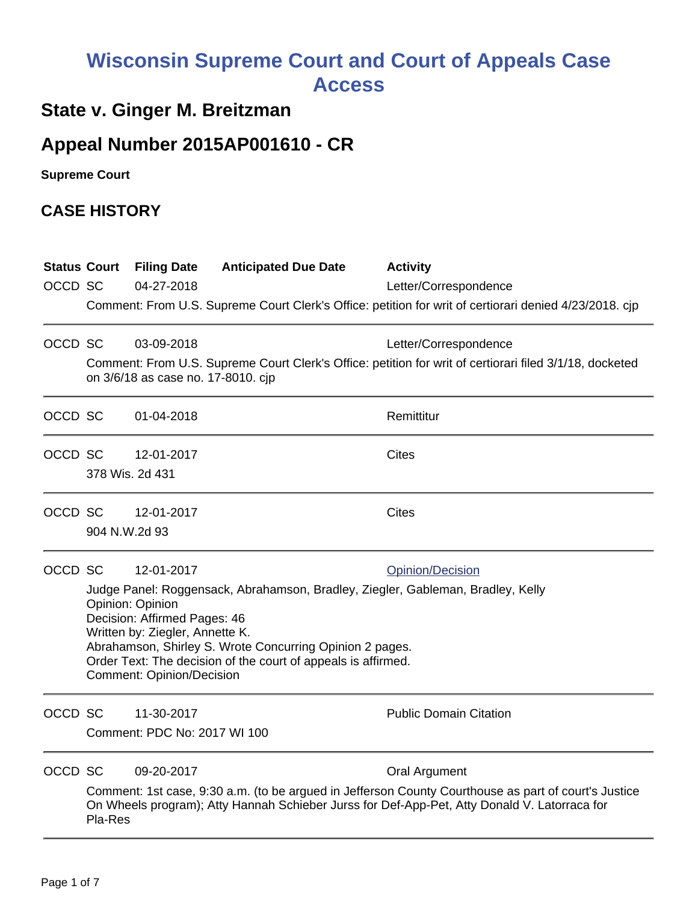# Wisconsin Supreme Court and Court of Appeals Case Access

## State v. Ginger M. Breitzman

## Appeal Number 2015AP001610 - CR

**Supreme Court**

## CASE HISTORY

| Status | Court | Filing Date | Anticipated Due Date | Activity |
|---|---|---|---|---|
| OCCD | SC | 04-27-2018 | | Letter/Correspondence |

Comment: From U.S. Supreme Court Clerk's Office: petition for writ of certiorari denied 4/23/2018. cjp

---

| Status | Court | Filing Date | Anticipated Due Date | Activity |
|---|---|---|---|---|
| OCCD | SC | 03-09-2018 | | Letter/Correspondence |

Comment: From U.S. Supreme Court Clerk's Office: petition for writ of certiorari filed 3/1/18, docketed on 3/6/18 as case no. 17-8010. cjp

---

| Status | Court | Filing Date | Anticipated Due Date | Activity |
|---|---|---|---|---|
| OCCD | SC | 01-04-2018 | | Remittitur |

---

| Status | Court | Filing Date | Anticipated Due Date | Activity |
|---|---|---|---|---|
| OCCD | SC | 12-01-2017 | | Cites |

378 Wis. 2d 431

---

| Status | Court | Filing Date | Anticipated Due Date | Activity |
|---|---|---|---|---|
| OCCD | SC | 12-01-2017 | | Cites |

904 N.W.2d 93

---

| Status | Court | Filing Date | Anticipated Due Date | Activity |
|---|---|---|---|---|
| OCCD | SC | 12-01-2017 | | Opinion/Decision |

Judge Panel: Roggensack, Abrahamson, Bradley, Ziegler, Gableman, Bradley, Kelly
Opinion: Opinion
Decision: Affirmed Pages: 46
Written by: Ziegler, Annette K.
Abrahamson, Shirley S. Wrote Concurring Opinion 2 pages.
Order Text: The decision of the court of appeals is affirmed.
Comment: Opinion/Decision

---

| Status | Court | Filing Date | Anticipated Due Date | Activity |
|---|---|---|---|---|
| OCCD | SC | 11-30-2017 | | Public Domain Citation |

Comment: PDC No: 2017 WI 100

---

| Status | Court | Filing Date | Anticipated Due Date | Activity |
|---|---|---|---|---|
| OCCD | SC | 09-20-2017 | | Oral Argument |

Comment: 1st case, 9:30 a.m. (to be argued in Jefferson County Courthouse as part of court's Justice On Wheels program); Atty Hannah Schieber Jurss for Def-App-Pet, Atty Donald V. Latorraca for Pla-Res

---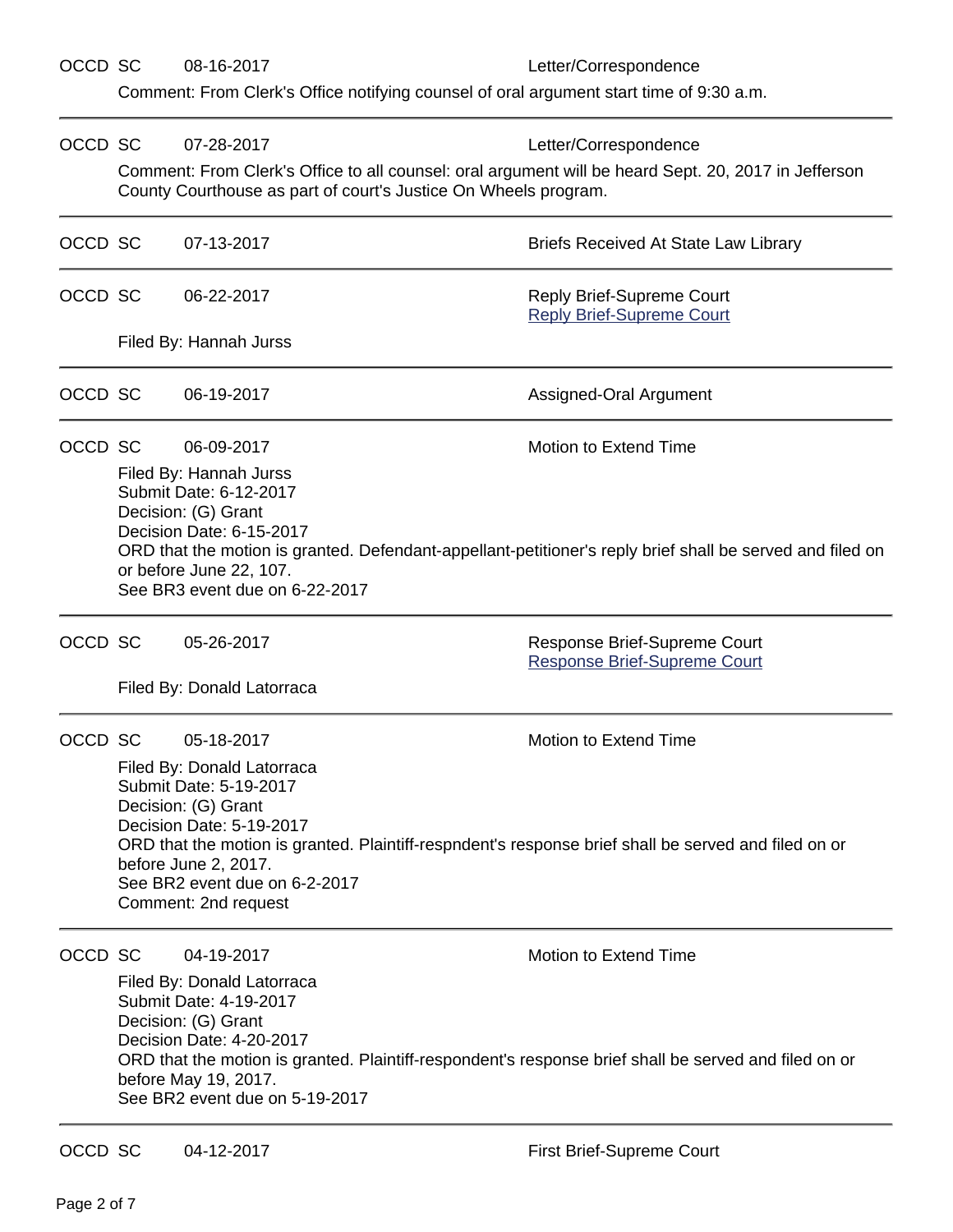OCCD SC 08-16-2017 Letter/Correspondence

Comment: From Clerk's Office notifying counsel of oral argument start time of 9:30 a.m.

---

OCCD SC 07-28-2017 Letter/Correspondence

Comment: From Clerk's Office to all counsel: oral argument will be heard Sept. 20, 2017 in Jefferson County Courthouse as part of court's Justice On Wheels program.

---

OCCD SC 07-13-2017 Briefs Received At State Law Library

---

OCCD SC 06-22-2017 Reply Brief-Supreme Court
Reply Brief-Supreme Court

Filed By: Hannah Jurss

---

OCCD SC 06-19-2017 Assigned-Oral Argument

---

OCCD SC 06-09-2017 Motion to Extend Time

Filed By: Hannah Jurss
Submit Date: 6-12-2017
Decision: (G) Grant
Decision Date: 6-15-2017
ORD that the motion is granted. Defendant-appellant-petitioner's reply brief shall be served and filed on or before June 22, 107.
See BR3 event due on 6-22-2017

---

OCCD SC 05-26-2017 Response Brief-Supreme Court
Response Brief-Supreme Court

Filed By: Donald Latorraca

---

OCCD SC 05-18-2017 Motion to Extend Time

Filed By: Donald Latorraca
Submit Date: 5-19-2017
Decision: (G) Grant
Decision Date: 5-19-2017
ORD that the motion is granted. Plaintiff-respndent's response brief shall be served and filed on or before June 2, 2017.
See BR2 event due on 6-2-2017
Comment: 2nd request

---

OCCD SC 04-19-2017 Motion to Extend Time

Filed By: Donald Latorraca
Submit Date: 4-19-2017
Decision: (G) Grant
Decision Date: 4-20-2017
ORD that the motion is granted. Plaintiff-respondent's response brief shall be served and filed on or before May 19, 2017.
See BR2 event due on 5-19-2017

---

OCCD SC 04-12-2017 First Brief-Supreme Court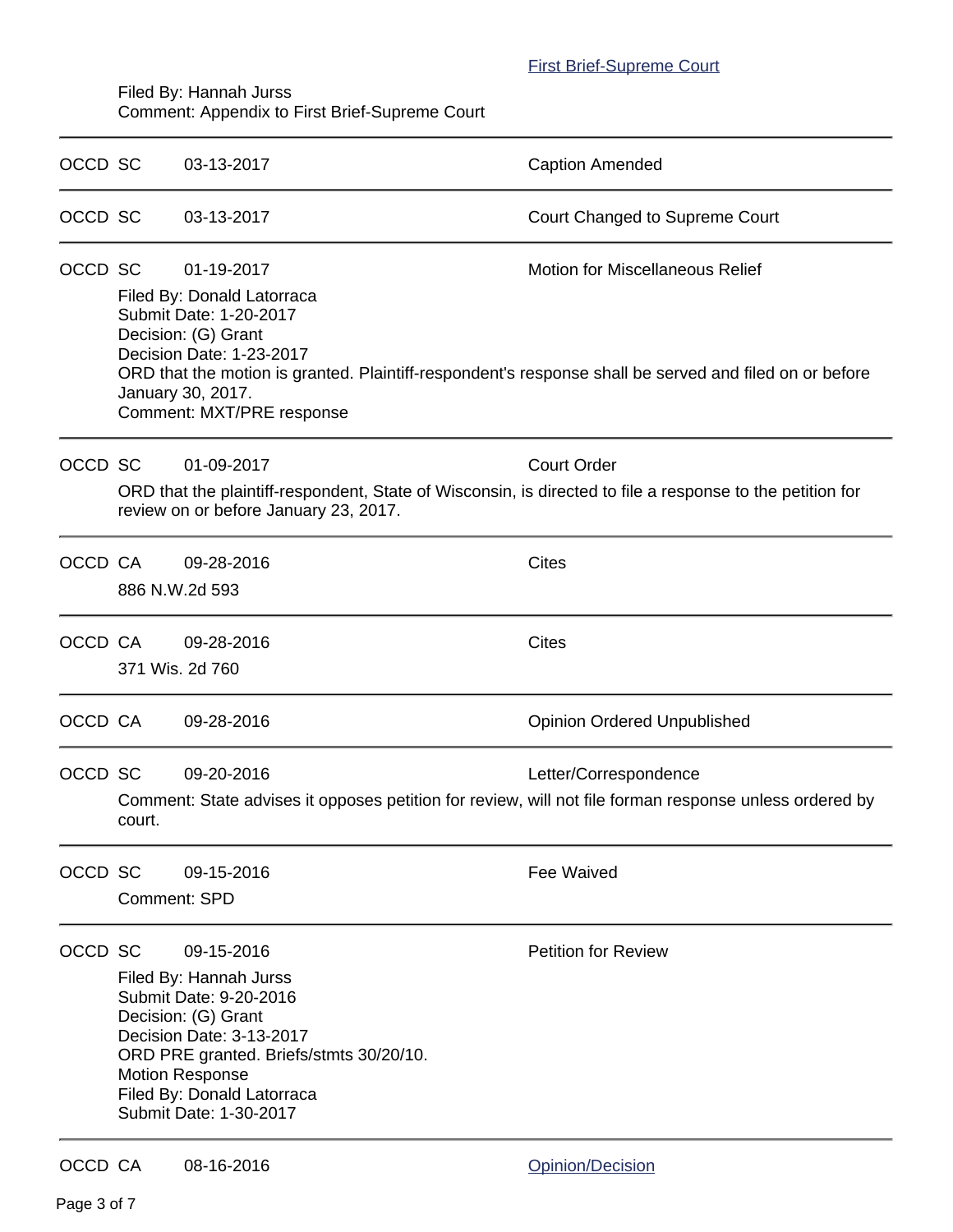First Brief-Supreme Court

Filed By: Hannah Jurss
Comment: Appendix to First Brief-Supreme Court

---

OCCD SC 03-13-2017 Caption Amended

---

OCCD SC 03-13-2017 Court Changed to Supreme Court

---

OCCD SC 01-19-2017 Motion for Miscellaneous Relief

Filed By: Donald Latorraca
Submit Date: 1-20-2017
Decision: (G) Grant
Decision Date: 1-23-2017
ORD that the motion is granted. Plaintiff-respondent's response shall be served and filed on or before January 30, 2017.
Comment: MXT/PRE response

---

OCCD SC 01-09-2017 Court Order

ORD that the plaintiff-respondent, State of Wisconsin, is directed to file a response to the petition for review on or before January 23, 2017.

---

OCCD CA 09-28-2016 Cites

886 N.W.2d 593

---

OCCD CA 09-28-2016 Cites

371 Wis. 2d 760

---

OCCD CA 09-28-2016 Opinion Ordered Unpublished

---

OCCD SC 09-20-2016 Letter/Correspondence

Comment: State advises it opposes petition for review, will not file forman response unless ordered by court.

---

OCCD SC 09-15-2016 Fee Waived

Comment: SPD

---

OCCD SC 09-15-2016 Petition for Review

Filed By: Hannah Jurss
Submit Date: 9-20-2016
Decision: (G) Grant
Decision Date: 3-13-2017
ORD PRE granted. Briefs/stmts 30/20/10.
Motion Response
Filed By: Donald Latorraca
Submit Date: 1-30-2017

---

OCCD CA 08-16-2016 Opinion/Decision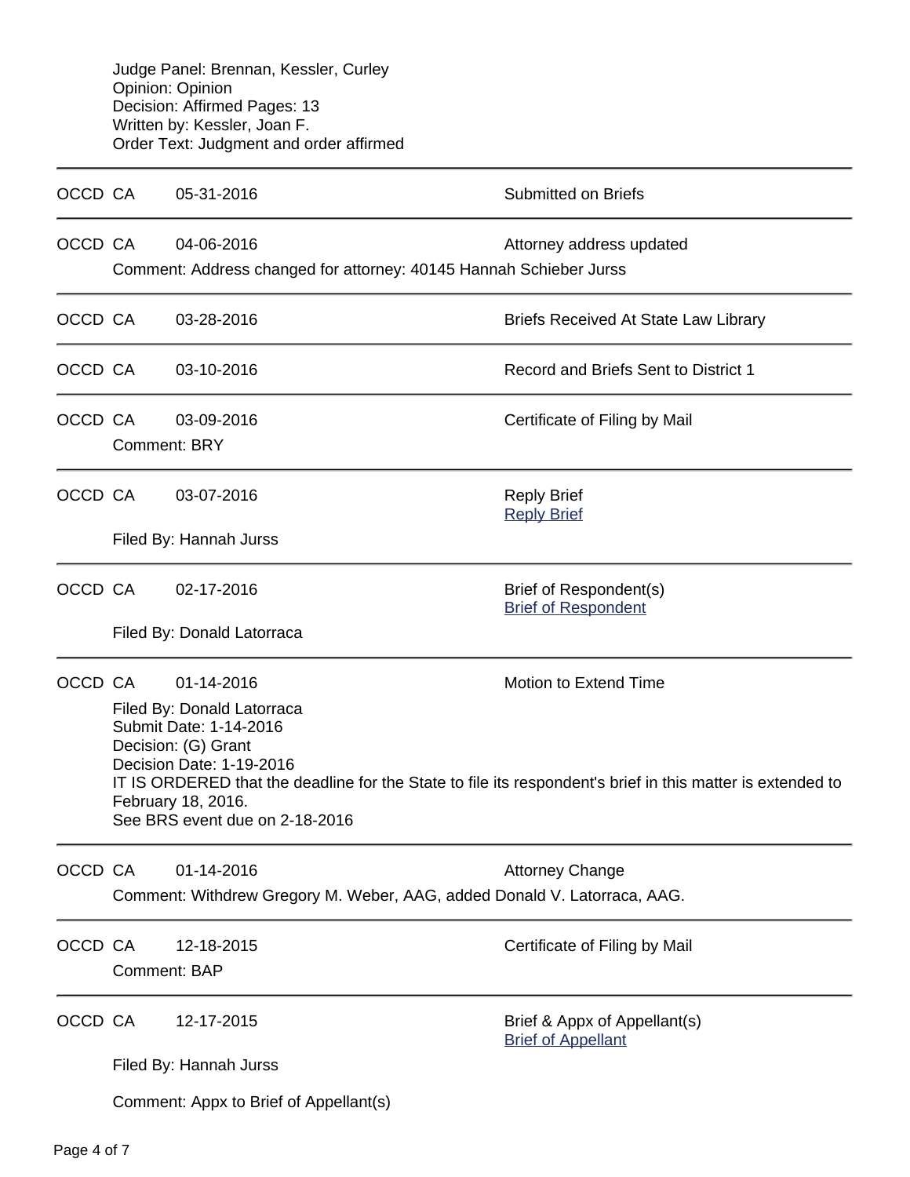Judge Panel: Brennan, Kessler, Curley
Opinion: Opinion
Decision: Affirmed Pages: 13
Written by: Kessler, Joan F.
Order Text: Judgment and order affirmed

---

OCCD CA 05-31-2016 Submitted on Briefs

---

OCCD CA 04-06-2016 Attorney address updated

Comment: Address changed for attorney: 40145 Hannah Schieber Jurss

---

OCCD CA 03-28-2016 Briefs Received At State Law Library

---

OCCD CA 03-10-2016 Record and Briefs Sent to District 1

---

OCCD CA 03-09-2016 Certificate of Filing by Mail

Comment: BRY

---

OCCD CA 03-07-2016 Reply Brief
Reply Brief

Filed By: Hannah Jurss

---

OCCD CA 02-17-2016 Brief of Respondent(s)
Brief of Respondent

Filed By: Donald Latorraca

---

OCCD CA 01-14-2016 Motion to Extend Time

Filed By: Donald Latorraca
Submit Date: 1-14-2016
Decision: (G) Grant
Decision Date: 1-19-2016
IT IS ORDERED that the deadline for the State to file its respondent's brief in this matter is extended to February 18, 2016.
See BRS event due on 2-18-2016

---

OCCD CA 01-14-2016 Attorney Change

Comment: Withdrew Gregory M. Weber, AAG, added Donald V. Latorraca, AAG.

---

OCCD CA 12-18-2015 Certificate of Filing by Mail

Comment: BAP

---

OCCD CA 12-17-2015 Brief & Appx of Appellant(s)
Brief of Appellant

Filed By: Hannah Jurss

Comment: Appx to Brief of Appellant(s)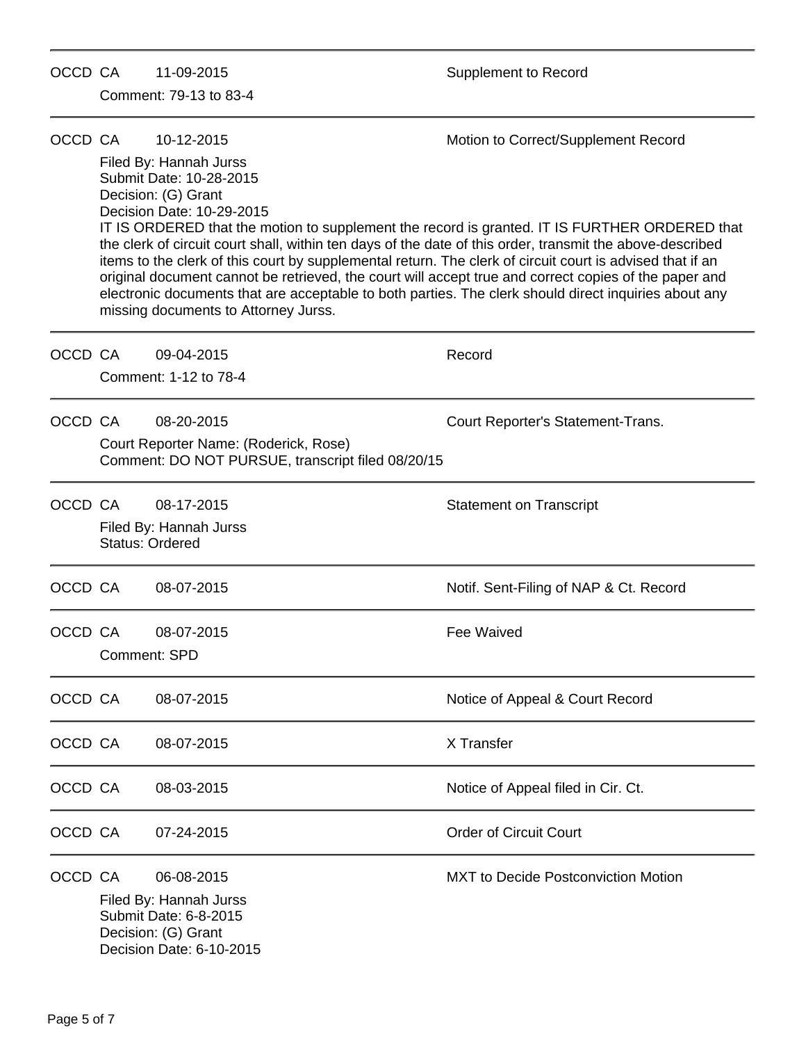OCCD CA 11-09-2015 Supplement to Record

Comment: 79-13 to 83-4

---

OCCD CA 10-12-2015 Motion to Correct/Supplement Record

Filed By: Hannah Jurss
Submit Date: 10-28-2015
Decision: (G) Grant
Decision Date: 10-29-2015

IT IS ORDERED that the motion to supplement the record is granted. IT IS FURTHER ORDERED that the clerk of circuit court shall, within ten days of the date of this order, transmit the above-described items to the clerk of this court by supplemental return. The clerk of circuit court is advised that if an original document cannot be retrieved, the court will accept true and correct copies of the paper and electronic documents that are acceptable to both parties. The clerk should direct inquiries about any missing documents to Attorney Jurss.

---

OCCD CA 09-04-2015 Record

Comment: 1-12 to 78-4

---

OCCD CA 08-20-2015 Court Reporter's Statement-Trans.

Court Reporter Name: (Roderick, Rose)
Comment: DO NOT PURSUE, transcript filed 08/20/15

---

OCCD CA 08-17-2015 Statement on Transcript

Filed By: Hannah Jurss
Status: Ordered

---

OCCD CA 08-07-2015 Notif. Sent-Filing of NAP & Ct. Record

---

OCCD CA 08-07-2015 Fee Waived

Comment: SPD

---

OCCD CA 08-07-2015 Notice of Appeal & Court Record

---

OCCD CA 08-07-2015 X Transfer

---

OCCD CA 08-03-2015 Notice of Appeal filed in Cir. Ct.

---

OCCD CA 07-24-2015 Order of Circuit Court

---

OCCD CA 06-08-2015 MXT to Decide Postconviction Motion

Filed By: Hannah Jurss
Submit Date: 6-8-2015
Decision: (G) Grant
Decision Date: 6-10-2015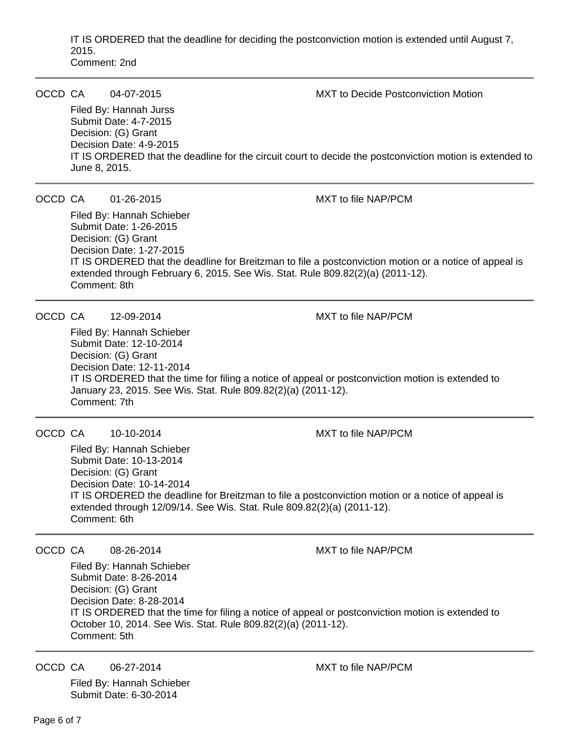IT IS ORDERED that the deadline for deciding the postconviction motion is extended until August 7, 2015.
Comment: 2nd

---

OCCD CA 04-07-2015 MXT to Decide Postconviction Motion

Filed By: Hannah Jurss
Submit Date: 4-7-2015
Decision: (G) Grant
Decision Date: 4-9-2015
IT IS ORDERED that the deadline for the circuit court to decide the postconviction motion is extended to June 8, 2015.

---

OCCD CA 01-26-2015 MXT to file NAP/PCM

Filed By: Hannah Schieber
Submit Date: 1-26-2015
Decision: (G) Grant
Decision Date: 1-27-2015
IT IS ORDERED that the deadline for Breitzman to file a postconviction motion or a notice of appeal is extended through February 6, 2015. See Wis. Stat. Rule 809.82(2)(a) (2011-12).
Comment: 8th

---

OCCD CA 12-09-2014 MXT to file NAP/PCM

Filed By: Hannah Schieber
Submit Date: 12-10-2014
Decision: (G) Grant
Decision Date: 12-11-2014
IT IS ORDERED that the time for filing a notice of appeal or postconviction motion is extended to January 23, 2015. See Wis. Stat. Rule 809.82(2)(a) (2011-12).
Comment: 7th

---

OCCD CA 10-10-2014 MXT to file NAP/PCM

Filed By: Hannah Schieber
Submit Date: 10-13-2014
Decision: (G) Grant
Decision Date: 10-14-2014
IT IS ORDERED the deadline for Breitzman to file a postconviction motion or a notice of appeal is extended through 12/09/14. See Wis. Stat. Rule 809.82(2)(a) (2011-12).
Comment: 6th

---

OCCD CA 08-26-2014 MXT to file NAP/PCM

Filed By: Hannah Schieber
Submit Date: 8-26-2014
Decision: (G) Grant
Decision Date: 8-28-2014
IT IS ORDERED that the time for filing a notice of appeal or postconviction motion is extended to October 10, 2014. See Wis. Stat. Rule 809.82(2)(a) (2011-12).
Comment: 5th

---

OCCD CA 06-27-2014 MXT to file NAP/PCM

Filed By: Hannah Schieber
Submit Date: 6-30-2014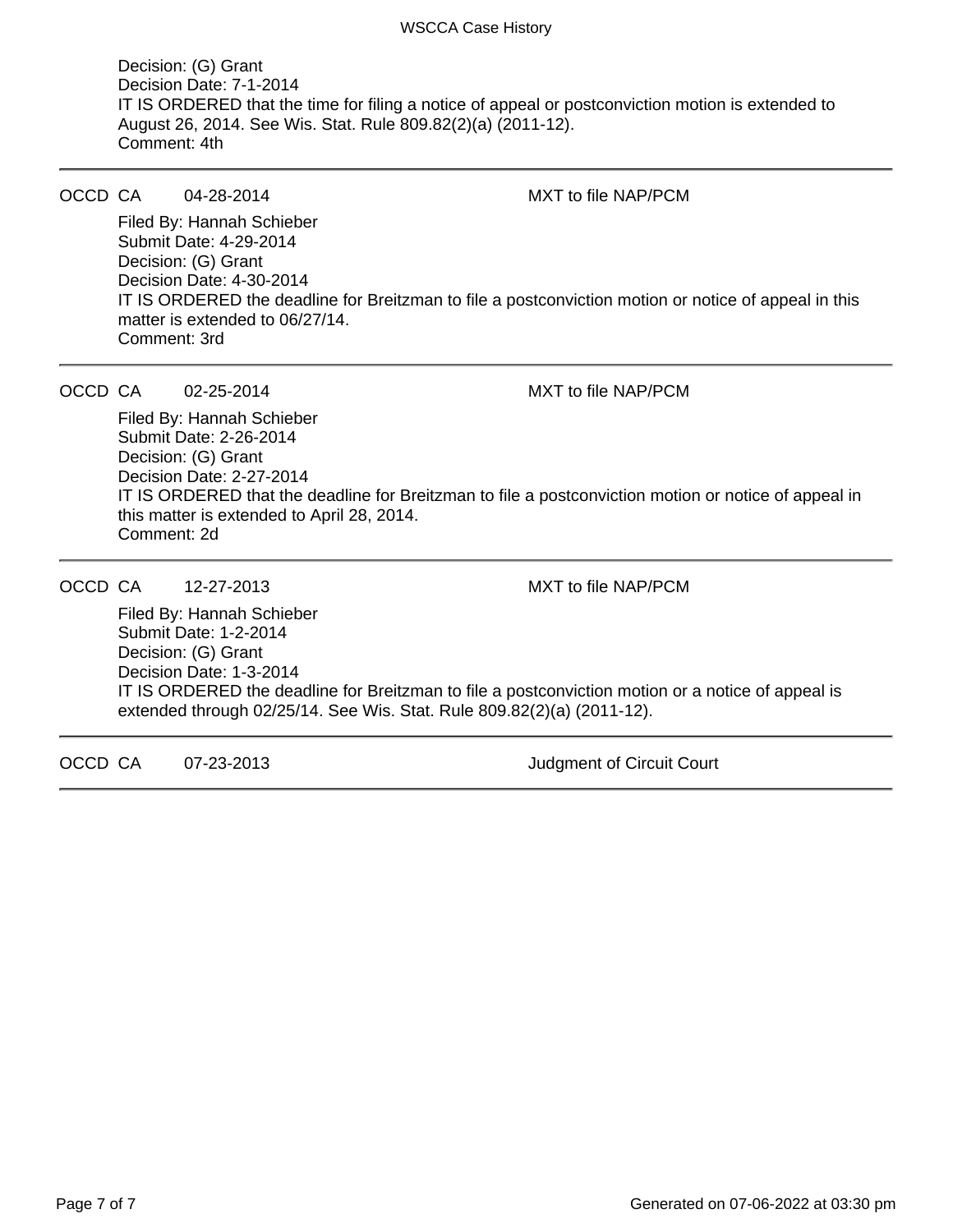Decision: (G) Grant
Decision Date: 7-1-2014
IT IS ORDERED that the time for filing a notice of appeal or postconviction motion is extended to August 26, 2014. See Wis. Stat. Rule 809.82(2)(a) (2011-12).
Comment: 4th

---

OCCD CA 04-28-2014 MXT to file NAP/PCM

Filed By: Hannah Schieber
Submit Date: 4-29-2014
Decision: (G) Grant
Decision Date: 4-30-2014
IT IS ORDERED the deadline for Breitzman to file a postconviction motion or notice of appeal in this matter is extended to 06/27/14.
Comment: 3rd

---

OCCD CA 02-25-2014 MXT to file NAP/PCM

Filed By: Hannah Schieber
Submit Date: 2-26-2014
Decision: (G) Grant
Decision Date: 2-27-2014
IT IS ORDERED that the deadline for Breitzman to file a postconviction motion or notice of appeal in this matter is extended to April 28, 2014.
Comment: 2d

---

OCCD CA 12-27-2013 MXT to file NAP/PCM

Filed By: Hannah Schieber
Submit Date: 1-2-2014
Decision: (G) Grant
Decision Date: 1-3-2014
IT IS ORDERED the deadline for Breitzman to file a postconviction motion or a notice of appeal is extended through 02/25/14. See Wis. Stat. Rule 809.82(2)(a) (2011-12).

---

OCCD CA 07-23-2013 Judgment of Circuit Court

---